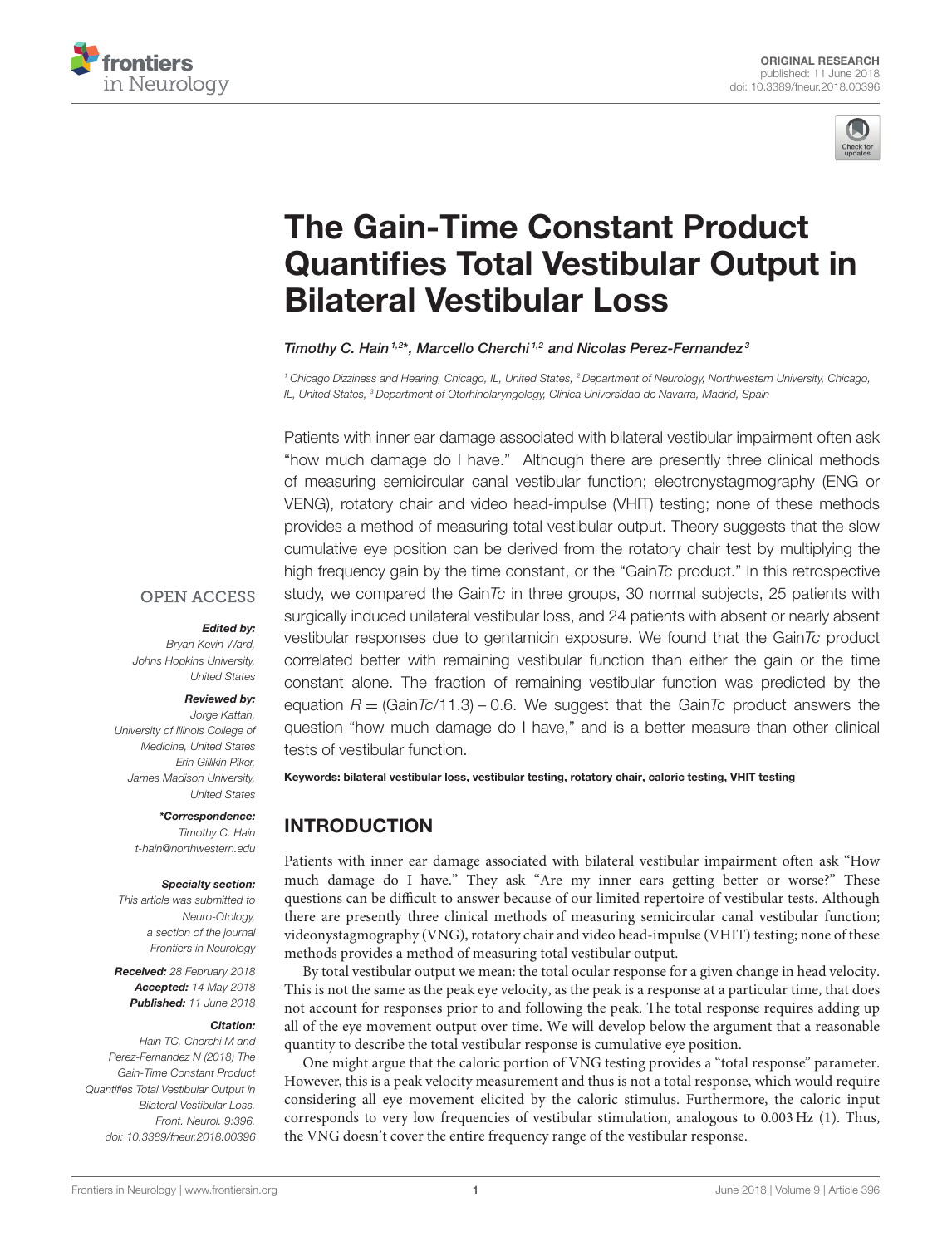ORIGINAL RESEARCH
published: 11 June 2018
doi: 10.3389/fneur.2018.00396

# The Gain-Time Constant Product Quantifies Total Vestibular Output in Bilateral Vestibular Loss

*Timothy C. Hain[1,2]\*, Marcello Cherchi[1,2] and Nicolas Perez-Fernandez[3]*

[1] Chicago Dizziness and Hearing, Chicago, IL, United States, [2] Department of Neurology, Northwestern University, Chicago, IL, United States, [3] Department of Otorhinolaryngology, Clinica Universidad de Navarra, Madrid, Spain

Patients with inner ear damage associated with bilateral vestibular impairment often ask "how much damage do I have." Although there are presently three clinical methods of measuring semicircular canal vestibular function; electronystagmography (ENG or VENG), rotatory chair and video head-impulse (VHIT) testing; none of these methods provides a method of measuring total vestibular output. Theory suggests that the slow cumulative eye position can be derived from the rotatory chair test by multiplying the high frequency gain by the time constant, or the "Gain*Tc* product." In this retrospective study, we compared the Gain*Tc* in three groups, 30 normal subjects, 25 patients with surgically induced unilateral vestibular loss, and 24 patients with absent or nearly absent vestibular responses due to gentamicin exposure. We found that the Gain*Tc* product correlated better with remaining vestibular function than either the gain or the time constant alone. The fraction of remaining vestibular function was predicted by the equation $R = (\text{Gain}Tc/11.3) - 0.6$. We suggest that the Gain*Tc* product answers the question "how much damage do I have," and is a better measure than other clinical tests of vestibular function.

**Keywords: bilateral vestibular loss, vestibular testing, rotatory chair, caloric testing, VHIT testing**

OPEN ACCESS

***Edited by:***
Bryan Kevin Ward, Johns Hopkins University, United States

***Reviewed by:***
Jorge Kattah, University of Illinois College of Medicine, United States
Erin Gillikin Piker, James Madison University, United States

***\*Correspondence:***
Timothy C. Hain
t-hain@northwestern.edu

***Specialty section:***
This article was submitted to Neuro-Otology, a section of the journal Frontiers in Neurology

***Received:*** 28 February 2018
***Accepted:*** 14 May 2018
***Published:*** 11 June 2018

***Citation:***
Hain TC, Cherchi M and Perez-Fernandez N (2018) The Gain-Time Constant Product Quantifies Total Vestibular Output in Bilateral Vestibular Loss. Front. Neurol. 9:396. doi: 10.3389/fneur.2018.00396

## INTRODUCTION

Patients with inner ear damage associated with bilateral vestibular impairment often ask "How much damage do I have." They ask "Are my inner ears getting better or worse?" These questions can be difficult to answer because of our limited repertoire of vestibular tests. Although there are presently three clinical methods of measuring semicircular canal vestibular function; videonystagmography (VNG), rotatory chair and video head-impulse (VHIT) testing; none of these methods provides a method of measuring total vestibular output.

By total vestibular output we mean: the total ocular response for a given change in head velocity. This is not the same as the peak eye velocity, as the peak is a response at a particular time, that does not account for responses prior to and following the peak. The total response requires adding up all of the eye movement output over time. We will develop below the argument that a reasonable quantity to describe the total vestibular response is cumulative eye position.

One might argue that the caloric portion of VNG testing provides a "total response" parameter. However, this is a peak velocity measurement and thus is not a total response, which would require considering all eye movement elicited by the caloric stimulus. Furthermore, the caloric input corresponds to very low frequencies of vestibular stimulation, analogous to 0.003 Hz (1). Thus, the VNG doesn't cover the entire frequency range of the vestibular response.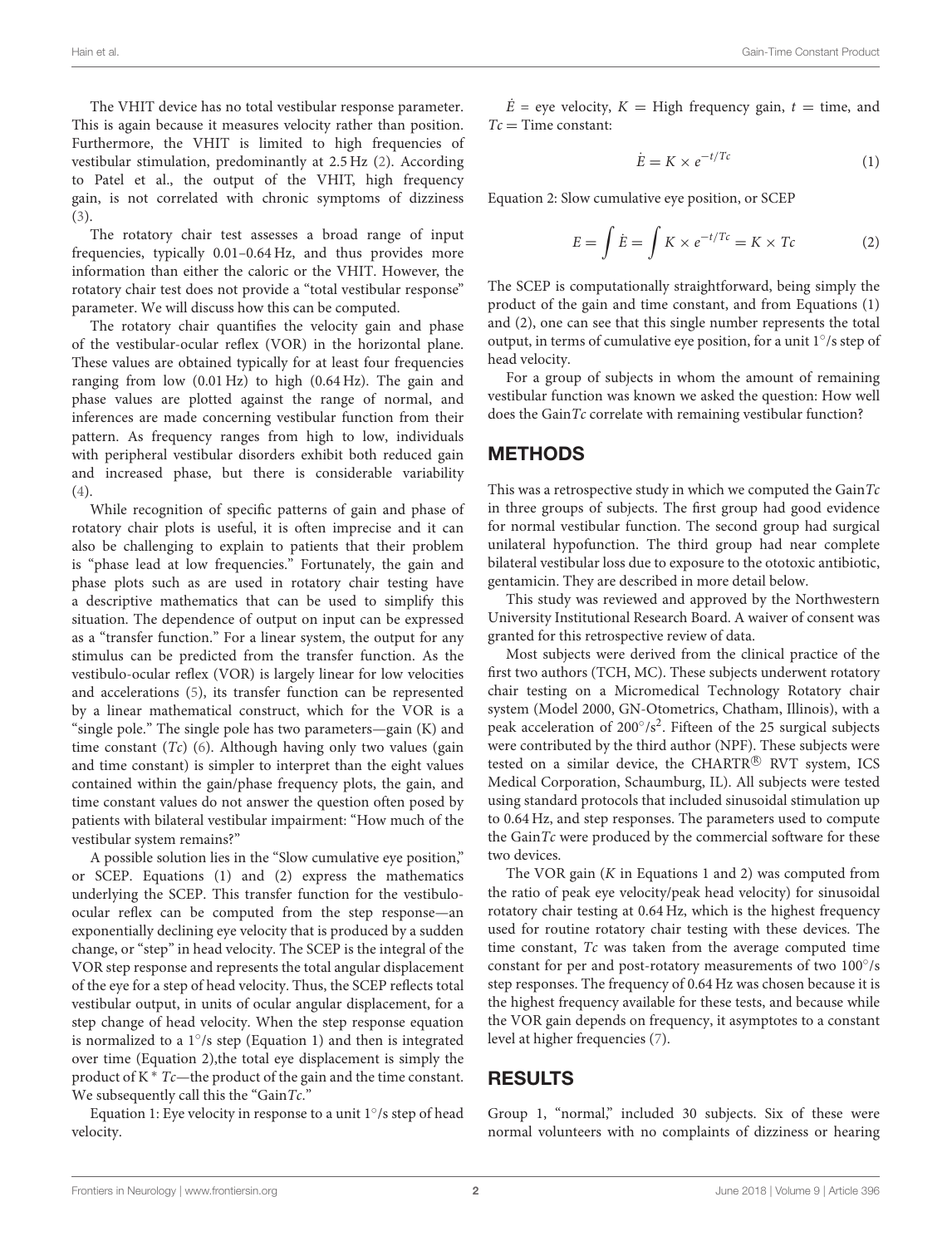The VHIT device has no total vestibular response parameter. This is again because it measures velocity rather than position. Furthermore, the VHIT is limited to high frequencies of vestibular stimulation, predominantly at 2.5 Hz (2). According to Patel et al., the output of the VHIT, high frequency gain, is not correlated with chronic symptoms of dizziness (3).

The rotatory chair test assesses a broad range of input frequencies, typically 0.01–0.64 Hz, and thus provides more information than either the caloric or the VHIT. However, the rotatory chair test does not provide a "total vestibular response" parameter. We will discuss how this can be computed.

The rotatory chair quantifies the velocity gain and phase of the vestibular-ocular reflex (VOR) in the horizontal plane. These values are obtained typically for at least four frequencies ranging from low (0.01 Hz) to high (0.64 Hz). The gain and phase values are plotted against the range of normal, and inferences are made concerning vestibular function from their pattern. As frequency ranges from high to low, individuals with peripheral vestibular disorders exhibit both reduced gain and increased phase, but there is considerable variability (4).

While recognition of specific patterns of gain and phase of rotatory chair plots is useful, it is often imprecise and it can also be challenging to explain to patients that their problem is "phase lead at low frequencies." Fortunately, the gain and phase plots such as are used in rotatory chair testing have a descriptive mathematics that can be used to simplify this situation. The dependence of output on input can be expressed as a "transfer function." For a linear system, the output for any stimulus can be predicted from the transfer function. As the vestibulo-ocular reflex (VOR) is largely linear for low velocities and accelerations (5), its transfer function can be represented by a linear mathematical construct, which for the VOR is a "single pole." The single pole has two parameters—gain (K) and time constant ($Tc$) (6). Although having only two values (gain and time constant) is simpler to interpret than the eight values contained within the gain/phase frequency plots, the gain, and time constant values do not answer the question often posed by patients with bilateral vestibular impairment: "How much of the vestibular system remains?"

A possible solution lies in the "Slow cumulative eye position," or SCEP. Equations (1) and (2) express the mathematics underlying the SCEP. This transfer function for the vestibulo-ocular reflex can be computed from the step response—an exponentially declining eye velocity that is produced by a sudden change, or "step" in head velocity. The SCEP is the integral of the VOR step response and represents the total angular displacement of the eye for a step of head velocity. Thus, the SCEP reflects total vestibular output, in units of ocular angular displacement, for a step change of head velocity. When the step response equation is normalized to a 1°/s step (Equation 1) and then is integrated over time (Equation 2),the total eye displacement is simply the product of K * $Tc$—the product of the gain and the time constant. We subsequently call this the "Gain$Tc$."

Equation 1: Eye velocity in response to a unit 1°/s step of head velocity.

$\dot{E}$ = eye velocity, $K$ = High frequency gain, $t$ = time, and $Tc$ = Time constant:

$$\dot{E} = K \times e^{-t/Tc} \tag{1}$$

Equation 2: Slow cumulative eye position, or SCEP

$$E = \int \dot{E} = \int K \times e^{-t/Tc} = K \times Tc \tag{2}$$

The SCEP is computationally straightforward, being simply the product of the gain and time constant, and from Equations (1) and (2), one can see that this single number represents the total output, in terms of cumulative eye position, for a unit 1°/s step of head velocity.

For a group of subjects in whom the amount of remaining vestibular function was known we asked the question: How well does the Gain$Tc$ correlate with remaining vestibular function?

## METHODS

This was a retrospective study in which we computed the Gain$Tc$ in three groups of subjects. The first group had good evidence for normal vestibular function. The second group had surgical unilateral hypofunction. The third group had near complete bilateral vestibular loss due to exposure to the ototoxic antibiotic, gentamicin. They are described in more detail below.

This study was reviewed and approved by the Northwestern University Institutional Research Board. A waiver of consent was granted for this retrospective review of data.

Most subjects were derived from the clinical practice of the first two authors (TCH, MC). These subjects underwent rotatory chair testing on a Micromedical Technology Rotatory chair system (Model 2000, GN-Otometrics, Chatham, Illinois), with a peak acceleration of 200°/s$^2$. Fifteen of the 25 surgical subjects were contributed by the third author (NPF). These subjects were tested on a similar device, the CHARTR® RVT system, ICS Medical Corporation, Schaumburg, IL). All subjects were tested using standard protocols that included sinusoidal stimulation up to 0.64 Hz, and step responses. The parameters used to compute the Gain$Tc$ were produced by the commercial software for these two devices.

The VOR gain ($K$ in Equations 1 and 2) was computed from the ratio of peak eye velocity/peak head velocity) for sinusoidal rotatory chair testing at 0.64 Hz, which is the highest frequency used for routine rotatory chair testing with these devices. The time constant, $Tc$ was taken from the average computed time constant for per and post-rotatory measurements of two 100°/s step responses. The frequency of 0.64 Hz was chosen because it is the highest frequency available for these tests, and because while the VOR gain depends on frequency, it asymptotes to a constant level at higher frequencies (7).

## RESULTS

Group 1, "normal," included 30 subjects. Six of these were normal volunteers with no complaints of dizziness or hearing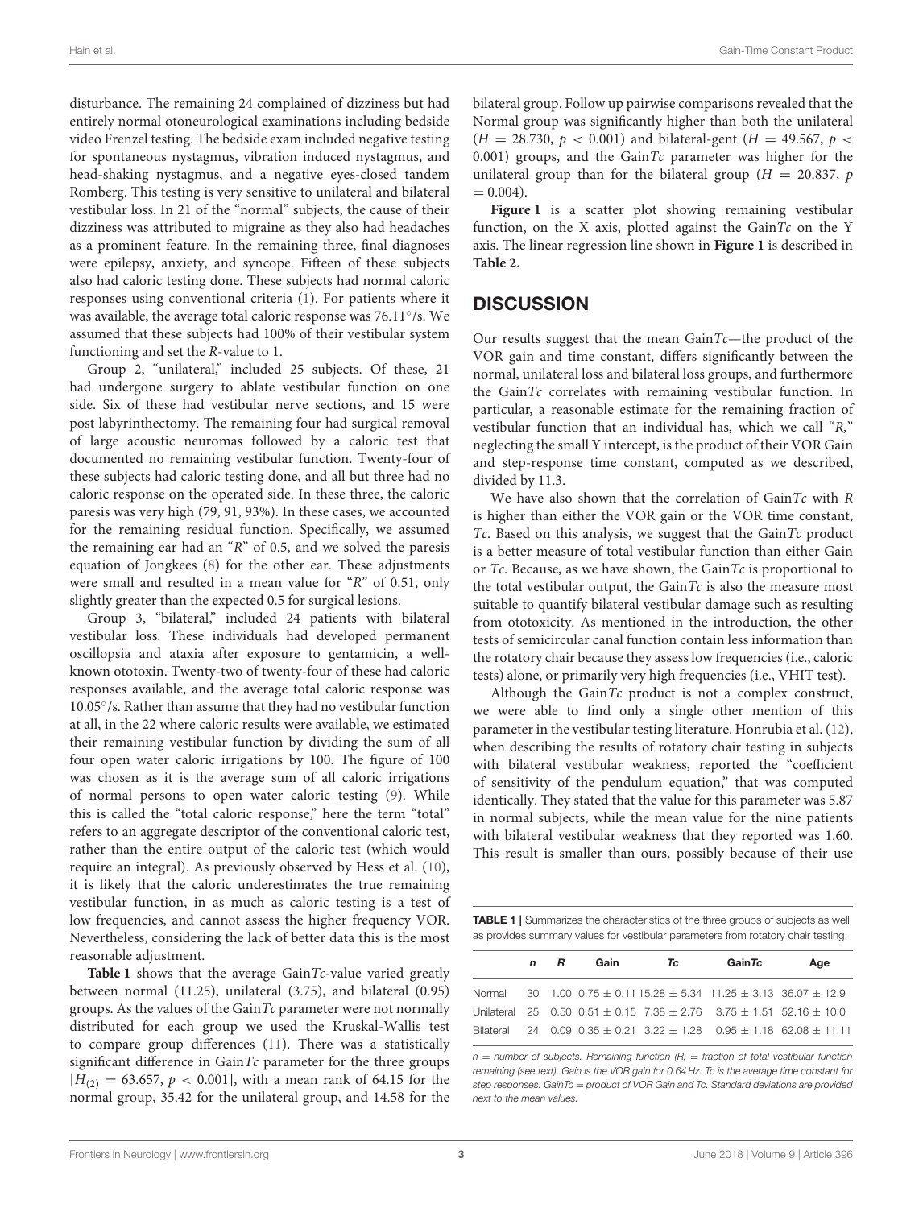disturbance. The remaining 24 complained of dizziness but had entirely normal otoneurological examinations including bedside video Frenzel testing. The bedside exam included negative testing for spontaneous nystagmus, vibration induced nystagmus, and head-shaking nystagmus, and a negative eyes-closed tandem Romberg. This testing is very sensitive to unilateral and bilateral vestibular loss. In 21 of the "normal" subjects, the cause of their dizziness was attributed to migraine as they also had headaches as a prominent feature. In the remaining three, final diagnoses were epilepsy, anxiety, and syncope. Fifteen of these subjects also had caloric testing done. These subjects had normal caloric responses using conventional criteria (1). For patients where it was available, the average total caloric response was 76.11°/s. We assumed that these subjects had 100% of their vestibular system functioning and set the *R*-value to 1.

Group 2, "unilateral," included 25 subjects. Of these, 21 had undergone surgery to ablate vestibular function on one side. Six of these had vestibular nerve sections, and 15 were post labyrinthectomy. The remaining four had surgical removal of large acoustic neuromas followed by a caloric test that documented no remaining vestibular function. Twenty-four of these subjects had caloric testing done, and all but three had no caloric response on the operated side. In these three, the caloric paresis was very high (79, 91, 93%). In these cases, we accounted for the remaining residual function. Specifically, we assumed the remaining ear had an "*R*" of 0.5, and we solved the paresis equation of Jongkees (8) for the other ear. These adjustments were small and resulted in a mean value for "*R*" of 0.51, only slightly greater than the expected 0.5 for surgical lesions.

Group 3, "bilateral," included 24 patients with bilateral vestibular loss. These individuals had developed permanent oscillopsia and ataxia after exposure to gentamicin, a well-known ototoxin. Twenty-two of twenty-four of these had caloric responses available, and the average total caloric response was 10.05°/s. Rather than assume that they had no vestibular function at all, in the 22 where caloric results were available, we estimated their remaining vestibular function by dividing the sum of all four open water caloric irrigations by 100. The figure of 100 was chosen as it is the average sum of all caloric irrigations of normal persons to open water caloric testing (9). While this is called the "total caloric response," here the term "total" refers to an aggregate descriptor of the conventional caloric test, rather than the entire output of the caloric test (which would require an integral). As previously observed by Hess et al. (10), it is likely that the caloric underestimates the true remaining vestibular function, in as much as caloric testing is a test of low frequencies, and cannot assess the higher frequency VOR. Nevertheless, considering the lack of better data this is the most reasonable adjustment.

**Table 1** shows that the average Gain*Tc*-value varied greatly between normal (11.25), unilateral (3.75), and bilateral (0.95) groups. As the values of the Gain*Tc* parameter were not normally distributed for each group we used the Kruskal-Wallis test to compare group differences (11). There was a statistically significant difference in Gain*Tc* parameter for the three groups [$H_{(2)} = 63.657$, $p < 0.001$], with a mean rank of 64.15 for the normal group, 35.42 for the unilateral group, and 14.58 for the bilateral group. Follow up pairwise comparisons revealed that the Normal group was significantly higher than both the unilateral ($H = 28.730$, $p < 0.001$) and bilateral-gent ($H = 49.567$, $p < 0.001$) groups, and the Gain*Tc* parameter was higher for the unilateral group than for the bilateral group ($H = 20.837$, $p = 0.004$).

**Figure 1** is a scatter plot showing remaining vestibular function, on the X axis, plotted against the Gain*Tc* on the Y axis. The linear regression line shown in **Figure 1** is described in **Table 2.**

## DISCUSSION

Our results suggest that the mean Gain*Tc*—the product of the VOR gain and time constant, differs significantly between the normal, unilateral loss and bilateral loss groups, and furthermore the Gain*Tc* correlates with remaining vestibular function. In particular, a reasonable estimate for the remaining fraction of vestibular function that an individual has, which we call "*R*," neglecting the small Y intercept, is the product of their VOR Gain and step-response time constant, computed as we described, divided by 11.3.

We have also shown that the correlation of Gain*Tc* with *R* is higher than either the VOR gain or the VOR time constant, *Tc*. Based on this analysis, we suggest that the Gain*Tc* product is a better measure of total vestibular function than either Gain or *Tc*. Because, as we have shown, the Gain*Tc* is proportional to the total vestibular output, the Gain*Tc* is also the measure most suitable to quantify bilateral vestibular damage such as resulting from ototoxicity. As mentioned in the introduction, the other tests of semicircular canal function contain less information than the rotatory chair because they assess low frequencies (i.e., caloric tests) alone, or primarily very high frequencies (i.e., VHIT test).

Although the Gain*Tc* product is not a complex construct, we were able to find only a single other mention of this parameter in the vestibular testing literature. Honrubia et al. (12), when describing the results of rotatory chair testing in subjects with bilateral vestibular weakness, reported the "coefficient of sensitivity of the pendulum equation," that was computed identically. They stated that the value for this parameter was 5.87 in normal subjects, while the mean value for the nine patients with bilateral vestibular weakness that they reported was 1.60. This result is smaller than ours, possibly because of their use

**TABLE 1** | Summarizes the characteristics of the three groups of subjects as well as provides summary values for vestibular parameters from rotatory chair testing.

| | *n* | *R* | Gain | *Tc* | Gain*Tc* | Age |
|---|---|---|---|---|---|---|
| Normal | 30 | 1.00 | 0.75 ± 0.11 | 15.28 ± 5.34 | 11.25 ± 3.13 | 36.07 ± 12.9 |
| Unilateral | 25 | 0.50 | 0.51 ± 0.15 | 7.38 ± 2.76 | 3.75 ± 1.51 | 52.16 ± 10.0 |
| Bilateral | 24 | 0.09 | 0.35 ± 0.21 | 3.22 ± 1.28 | 0.95 ± 1.18 | 62.08 ± 11.11 |

*n = number of subjects. Remaining function (R) = fraction of total vestibular function remaining (see text). Gain is the VOR gain for 0.64 Hz. Tc is the average time constant for step responses. GainTc = product of VOR Gain and Tc. Standard deviations are provided next to the mean values.*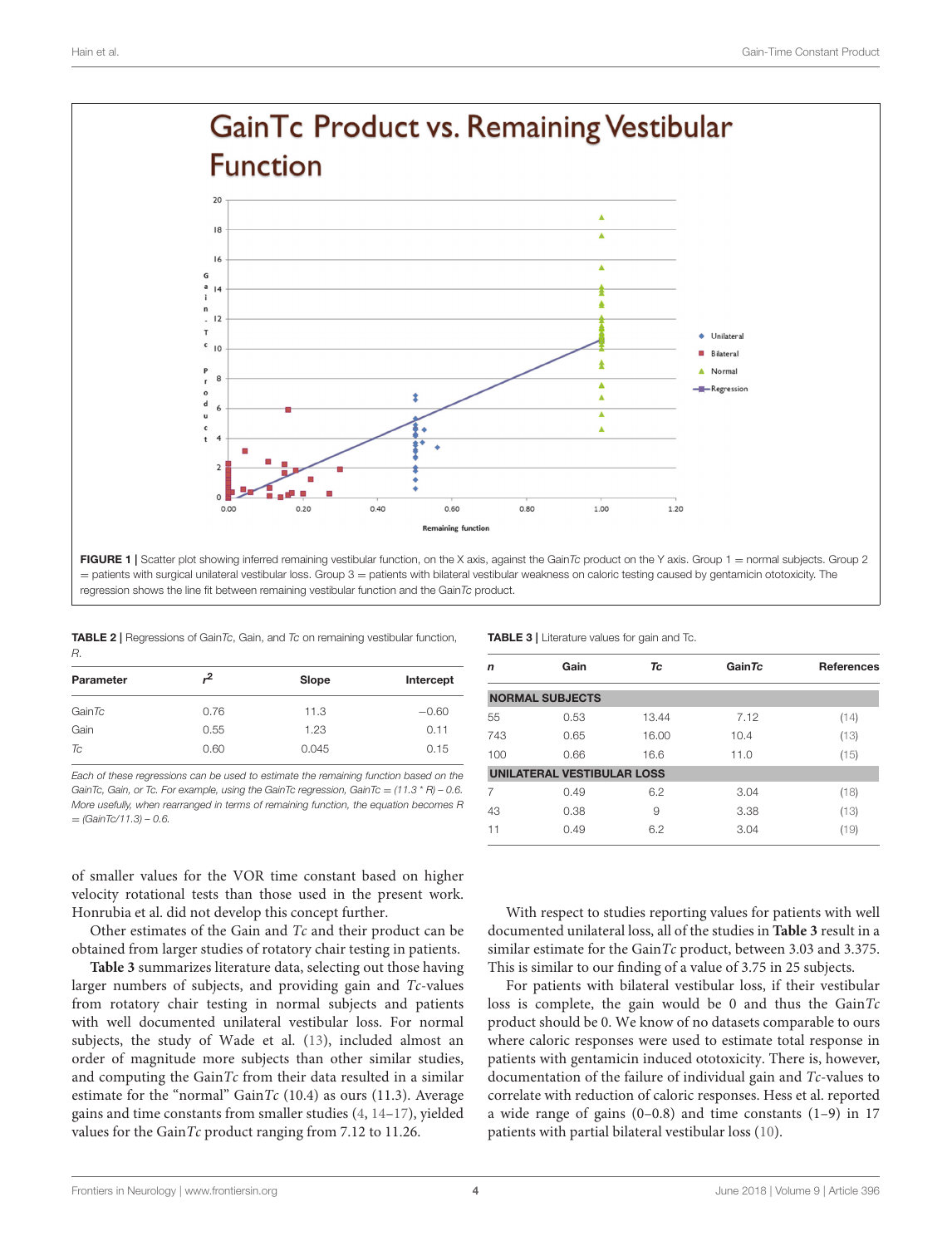**FIGURE 1 |** Scatter plot showing inferred remaining vestibular function, on the X axis, against the Gain*Tc* product on the Y axis. Group 1 = normal subjects. Group 2 = patients with surgical unilateral vestibular loss. Group 3 = patients with bilateral vestibular weakness on caloric testing caused by gentamicin ototoxicity. The regression shows the line fit between remaining vestibular function and the Gain*Tc* product.

**TABLE 2 |** Regressions of Gain*Tc*, Gain, and *Tc* on remaining vestibular function, *R*.

| Parameter | $r^2$ | Slope | Intercept |
|---|---|---|---|
| Gain*Tc* | 0.76 | 11.3 | −0.60 |
| Gain | 0.55 | 1.23 | 0.11 |
| *Tc* | 0.60 | 0.045 | 0.15 |

*Each of these regressions can be used to estimate the remaining function based on the GainTc, Gain, or Tc. For example, using the GainTc regression, GainTc = (11.3 * R) – 0.6. More usefully, when rearranged in terms of remaining function, the equation becomes R = (GainTc/11.3) – 0.6.*

**TABLE 3 |** Literature values for gain and Tc.

| *n* | Gain | *Tc* | Gain*Tc* | References |
|---|---|---|---|---|
| **NORMAL SUBJECTS** | | | | |
| 55 | 0.53 | 13.44 | 7.12 | (14) |
| 743 | 0.65 | 16.00 | 10.4 | (13) |
| 100 | 0.66 | 16.6 | 11.0 | (15) |
| **UNILATERAL VESTIBULAR LOSS** | | | | |
| 7 | 0.49 | 6.2 | 3.04 | (18) |
| 43 | 0.38 | 9 | 3.38 | (13) |
| 11 | 0.49 | 6.2 | 3.04 | (19) |

of smaller values for the VOR time constant based on higher velocity rotational tests than those used in the present work. Honrubia et al. did not develop this concept further.

Other estimates of the Gain and *Tc* and their product can be obtained from larger studies of rotatory chair testing in patients.

**Table 3** summarizes literature data, selecting out those having larger numbers of subjects, and providing gain and *Tc*-values from rotatory chair testing in normal subjects and patients with well documented unilateral vestibular loss. For normal subjects, the study of Wade et al. (13), included almost an order of magnitude more subjects than other similar studies, and computing the Gain*Tc* from their data resulted in a similar estimate for the "normal" Gain*Tc* (10.4) as ours (11.3). Average gains and time constants from smaller studies (4, 14–17), yielded values for the Gain*Tc* product ranging from 7.12 to 11.26.

With respect to studies reporting values for patients with well documented unilateral loss, all of the studies in **Table 3** result in a similar estimate for the Gain*Tc* product, between 3.03 and 3.375. This is similar to our finding of a value of 3.75 in 25 subjects.

For patients with bilateral vestibular loss, if their vestibular loss is complete, the gain would be 0 and thus the Gain*Tc* product should be 0. We know of no datasets comparable to ours where caloric responses were used to estimate total response in patients with gentamicin induced ototoxicity. There is, however, documentation of the failure of individual gain and *Tc*-values to correlate with reduction of caloric responses. Hess et al. reported a wide range of gains (0–0.8) and time constants (1–9) in 17 patients with partial bilateral vestibular loss (10).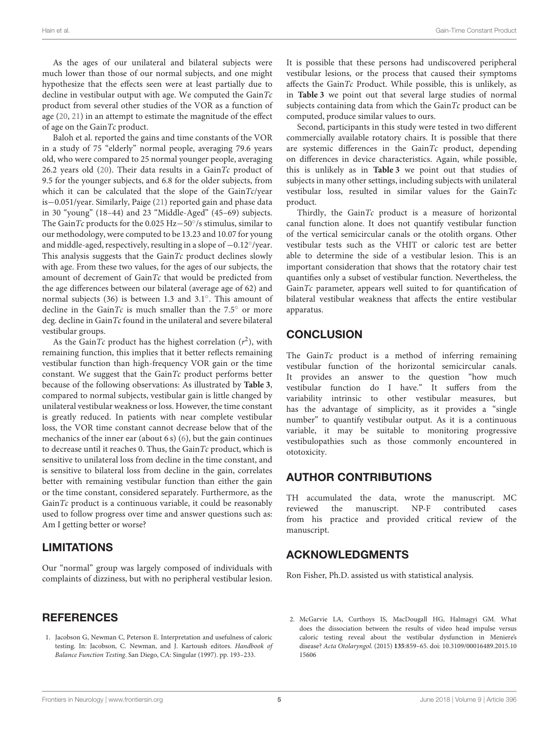As the ages of our unilateral and bilateral subjects were much lower than those of our normal subjects, and one might hypothesize that the effects seen were at least partially due to decline in vestibular output with age. We computed the Gain*Tc* product from several other studies of the VOR as a function of age (20, 21) in an attempt to estimate the magnitude of the effect of age on the Gain*Tc* product.

Baloh et al. reported the gains and time constants of the VOR in a study of 75 "elderly" normal people, averaging 79.6 years old, who were compared to 25 normal younger people, averaging 26.2 years old (20). Their data results in a Gain*Tc* product of 9.5 for the younger subjects, and 6.8 for the older subjects, from which it can be calculated that the slope of the Gain*Tc*/year is−0.051/year. Similarly, Paige (21) reported gain and phase data in 30 "young" (18–44) and 23 "Middle-Aged" (45–69) subjects. The Gain*Tc* products for the 0.025 Hz−50°/s stimulus, similar to our methodology, were computed to be 13.23 and 10.07 for young and middle-aged, respectively, resulting in a slope of −0.12°/year. This analysis suggests that the Gain*Tc* product declines slowly with age. From these two values, for the ages of our subjects, the amount of decrement of Gain*Tc* that would be predicted from the age differences between our bilateral (average age of 62) and normal subjects (36) is between 1.3 and 3.1°. This amount of decline in the Gain*Tc* is much smaller than the 7.5° or more deg. decline in Gain*Tc* found in the unilateral and severe bilateral vestibular groups.

As the Gain*Tc* product has the highest correlation ($r^2$), with remaining function, this implies that it better reflects remaining vestibular function than high-frequency VOR gain or the time constant. We suggest that the Gain*Tc* product performs better because of the following observations: As illustrated by **Table 3**, compared to normal subjects, vestibular gain is little changed by unilateral vestibular weakness or loss. However, the time constant is greatly reduced. In patients with near complete vestibular loss, the VOR time constant cannot decrease below that of the mechanics of the inner ear (about 6 s) (6), but the gain continues to decrease until it reaches 0. Thus, the Gain*Tc* product, which is sensitive to unilateral loss from decline in the time constant, and is sensitive to bilateral loss from decline in the gain, correlates better with remaining vestibular function than either the gain or the time constant, considered separately. Furthermore, as the Gain*Tc* product is a continuous variable, it could be reasonably used to follow progress over time and answer questions such as: Am I getting better or worse?

## LIMITATIONS

Our "normal" group was largely composed of individuals with complaints of dizziness, but with no peripheral vestibular lesion. It is possible that these persons had undiscovered peripheral vestibular lesions, or the process that caused their symptoms affects the Gain*Tc* Product. While possible, this is unlikely, as in **Table 3** we point out that several large studies of normal subjects containing data from which the Gain*Tc* product can be computed, produce similar values to ours.

Second, participants in this study were tested in two different commercially available rotatory chairs. It is possible that there are systemic differences in the Gain*Tc* product, depending on differences in device characteristics. Again, while possible, this is unlikely as in **Table 3** we point out that studies of subjects in many other settings, including subjects with unilateral vestibular loss, resulted in similar values for the Gain*Tc* product.

Thirdly, the Gain*Tc* product is a measure of horizontal canal function alone. It does not quantify vestibular function of the vertical semicircular canals or the otolith organs. Other vestibular tests such as the VHIT or caloric test are better able to determine the side of a vestibular lesion. This is an important consideration that shows that the rotatory chair test quantifies only a subset of vestibular function. Nevertheless, the Gain*Tc* parameter, appears well suited to for quantification of bilateral vestibular weakness that affects the entire vestibular apparatus.

## CONCLUSION

The Gain*Tc* product is a method of inferring remaining vestibular function of the horizontal semicircular canals. It provides an answer to the question "how much vestibular function do I have." It suffers from the variability intrinsic to other vestibular measures, but has the advantage of simplicity, as it provides a "single number" to quantify vestibular output. As it is a continuous variable, it may be suitable to monitoring progressive vestibulopathies such as those commonly encountered in ototoxicity.

## AUTHOR CONTRIBUTIONS

TH accumulated the data, wrote the manuscript. MC reviewed the manuscript. NP-F contributed cases from his practice and provided critical review of the manuscript.

## ACKNOWLEDGMENTS

Ron Fisher, Ph.D. assisted us with statistical analysis.

## REFERENCES

1. Jacobson G, Newman C, Peterson E. Interpretation and usefulness of caloric testing. In: Jacobson, C. Newman, and J. Kartoush editors. *Handbook of Balance Function Testing*. San Diego, CA: Singular (1997). pp. 193–233.
2. McGarvie LA, Curthoys IS, MacDougall HG, Halmagyi GM. What does the dissociation between the results of video head impulse versus caloric testing reveal about the vestibular dysfunction in Meniere's disease? *Acta Otolaryngol.* (2015) **135**:859–65. doi: 10.3109/00016489.2015.1015606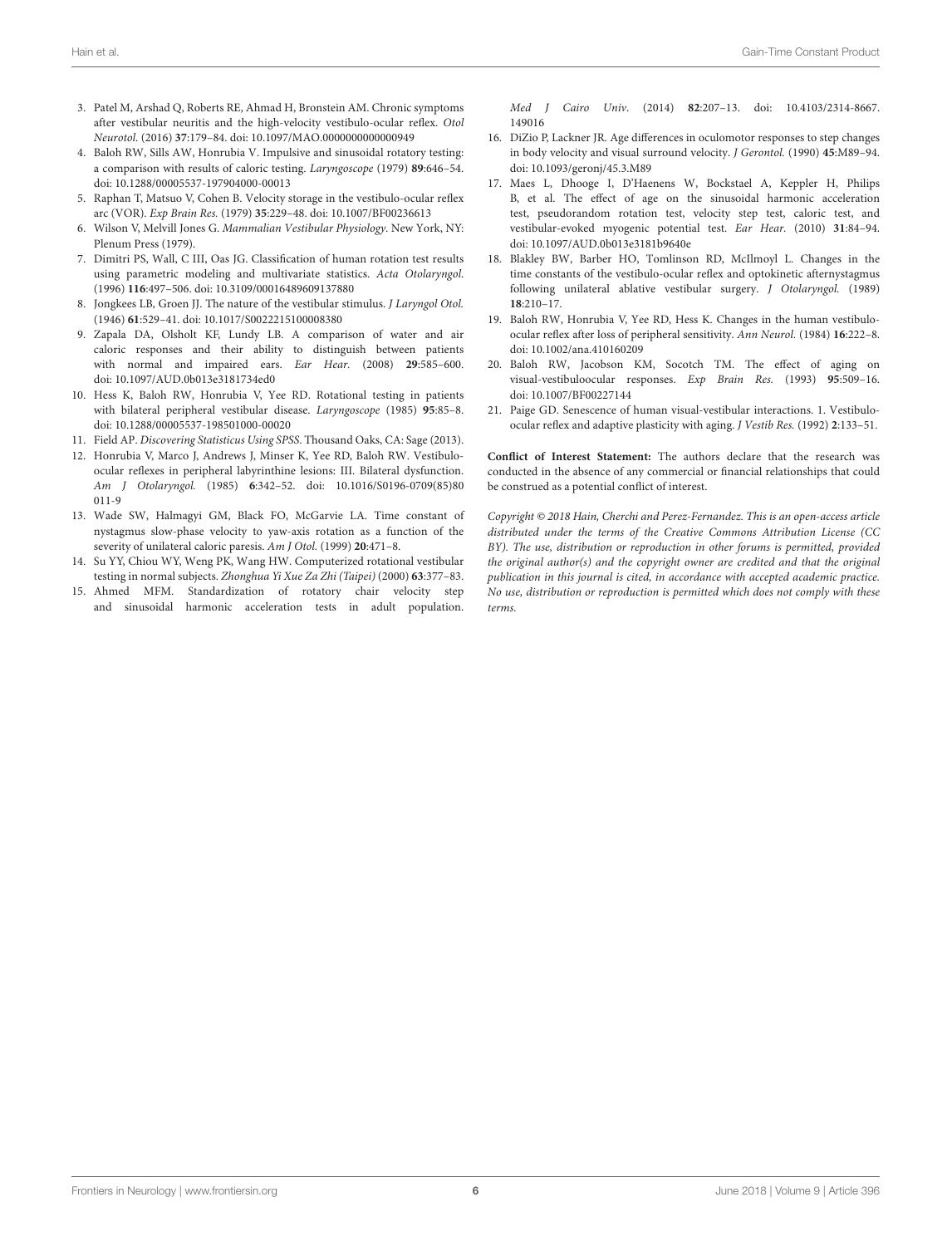3. Patel M, Arshad Q, Roberts RE, Ahmad H, Bronstein AM. Chronic symptoms after vestibular neuritis and the high-velocity vestibulo-ocular reflex. *Otol Neurotol.* (2016) **37**:179–84. doi: 10.1097/MAO.0000000000000949
4. Baloh RW, Sills AW, Honrubia V. Impulsive and sinusoidal rotatory testing: a comparison with results of caloric testing. *Laryngoscope* (1979) **89**:646–54. doi: 10.1288/00005537-197904000-00013
5. Raphan T, Matsuo V, Cohen B. Velocity storage in the vestibulo-ocular reflex arc (VOR). *Exp Brain Res.* (1979) **35**:229–48. doi: 10.1007/BF00236613
6. Wilson V, Melvill Jones G. *Mammalian Vestibular Physiology*. New York, NY: Plenum Press (1979).
7. Dimitri PS, Wall, C III, Oas JG. Classification of human rotation test results using parametric modeling and multivariate statistics. *Acta Otolaryngol.* (1996) **116**:497–506. doi: 10.3109/00016489609137880
8. Jongkees LB, Groen JJ. The nature of the vestibular stimulus. *J Laryngol Otol.* (1946) **61**:529–41. doi: 10.1017/S0022215100008380
9. Zapala DA, Olsholt KF, Lundy LB. A comparison of water and air caloric responses and their ability to distinguish between patients with normal and impaired ears. *Ear Hear.* (2008) **29**:585–600. doi: 10.1097/AUD.0b013e3181734ed0
10. Hess K, Baloh RW, Honrubia V, Yee RD. Rotational testing in patients with bilateral peripheral vestibular disease. *Laryngoscope* (1985) **95**:85–8. doi: 10.1288/00005537-198501000-00020
11. Field AP. *Discovering Statisticus Using SPSS*. Thousand Oaks, CA: Sage (2013).
12. Honrubia V, Marco J, Andrews J, Minser K, Yee RD, Baloh RW. Vestibulo-ocular reflexes in peripheral labyrinthine lesions: III. Bilateral dysfunction. *Am J Otolaryngol.* (1985) **6**:342–52. doi: 10.1016/S0196-0709(85)80011-9
13. Wade SW, Halmagyi GM, Black FO, McGarvie LA. Time constant of nystagmus slow-phase velocity to yaw-axis rotation as a function of the severity of unilateral caloric paresis. *Am J Otol.* (1999) **20**:471–8.
14. Su YY, Chiou WY, Weng PK, Wang HW. Computerized rotational vestibular testing in normal subjects. *Zhonghua Yi Xue Za Zhi (Taipei)* (2000) **63**:377–83.
15. Ahmed MFM. Standardization of rotatory chair velocity step and sinusoidal harmonic acceleration tests in adult population. *Med J Cairo Univ.* (2014) **82**:207–13. doi: 10.4103/2314-8667.149016
16. DiZio P, Lackner JR. Age differences in oculomotor responses to step changes in body velocity and visual surround velocity. *J Gerontol.* (1990) **45**:M89–94. doi: 10.1093/geronj/45.3.M89
17. Maes L, Dhooge I, D'Haenens W, Bockstael A, Keppler H, Philips B, et al. The effect of age on the sinusoidal harmonic acceleration test, pseudorandom rotation test, velocity step test, caloric test, and vestibular-evoked myogenic potential test. *Ear Hear.* (2010) **31**:84–94. doi: 10.1097/AUD.0b013e3181b9640e
18. Blakley BW, Barber HO, Tomlinson RD, McIlmoyl L. Changes in the time constants of the vestibulo-ocular reflex and optokinetic afternystagmus following unilateral ablative vestibular surgery. *J Otolaryngol.* (1989) **18**:210–17.
19. Baloh RW, Honrubia V, Yee RD, Hess K. Changes in the human vestibulo-ocular reflex after loss of peripheral sensitivity. *Ann Neurol.* (1984) **16**:222–8. doi: 10.1002/ana.410160209
20. Baloh RW, Jacobson KM, Socotch TM. The effect of aging on visual-vestibuloocular responses. *Exp Brain Res.* (1993) **95**:509–16. doi: 10.1007/BF00227144
21. Paige GD. Senescence of human visual-vestibular interactions. 1. Vestibulo-ocular reflex and adaptive plasticity with aging. *J Vestib Res.* (1992) **2**:133–51.

**Conflict of Interest Statement:** The authors declare that the research was conducted in the absence of any commercial or financial relationships that could be construed as a potential conflict of interest.

*Copyright © 2018 Hain, Cherchi and Perez-Fernandez. This is an open-access article distributed under the terms of the Creative Commons Attribution License (CC BY). The use, distribution or reproduction in other forums is permitted, provided the original author(s) and the copyright owner are credited and that the original publication in this journal is cited, in accordance with accepted academic practice. No use, distribution or reproduction is permitted which does not comply with these terms.*